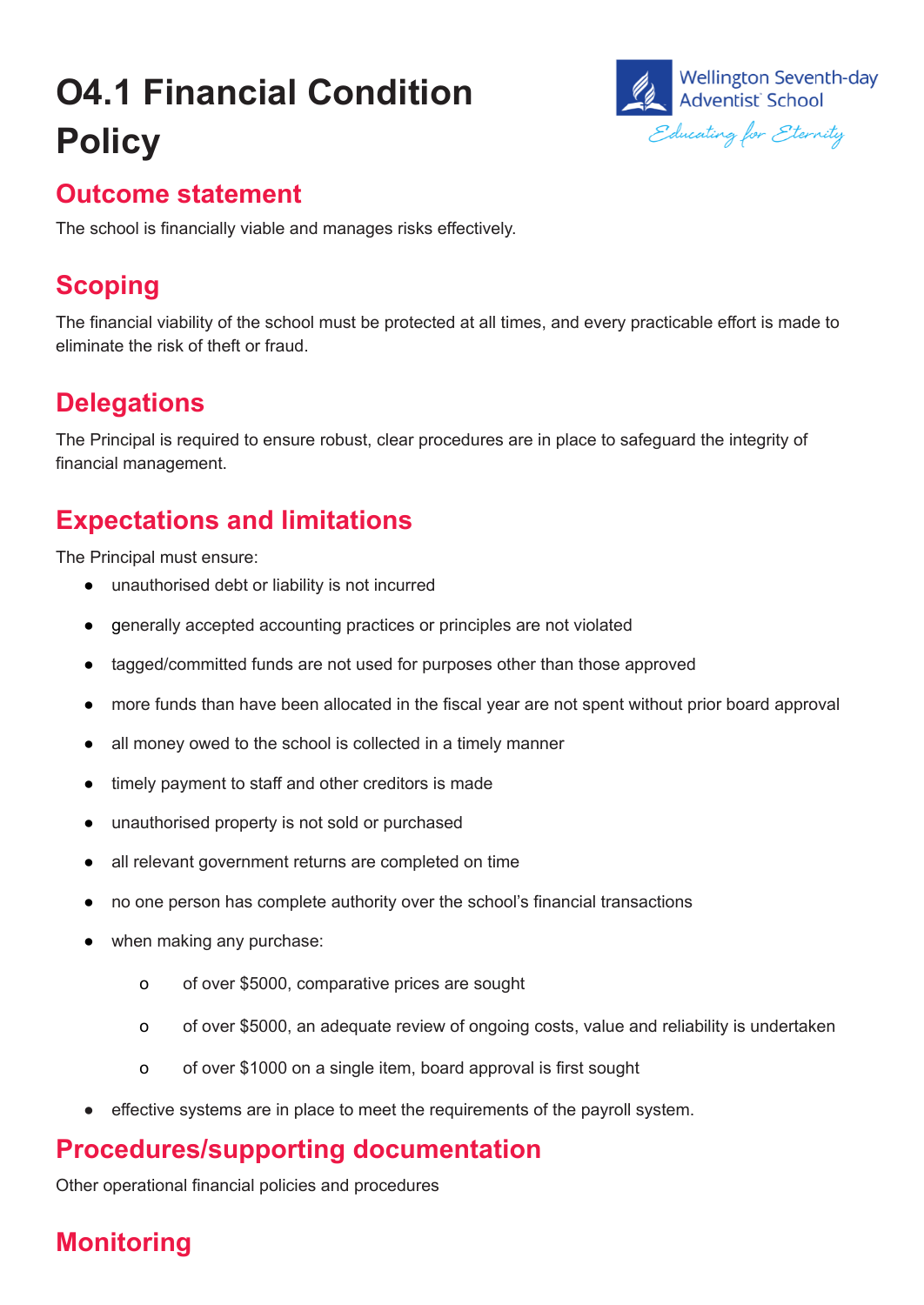# O4.1 Financial Condition Policy

Wellington Seventh-day Adventist School

*Educating for Eternity*

## Outcome statement

The school is financially viable and manages risks effectively.

## Scoping

The financial viability of the school must be protected at all times, and every practicable effort is made to eliminate the risk of theft or fraud.

## Delegations

The Principal is required to ensure robust, clear procedures are in place to safeguard the integrity of financial management.

## Expectations and limitations

The Principal must ensure:

- unauthorised debt or liability is not incurred
- generally accepted accounting practices or principles are not violated
- tagged/committed funds are not used for purposes other than those approved
- more funds than have been allocated in the fiscal year are not spent without prior board approval
- all money owed to the school is collected in a timely manner
- timely payment to staff and other creditors is made
- unauthorised property is not sold or purchased
- all relevant government returns are completed on time
- no one person has complete authority over the school's financial transactions
- when making any purchase:
    - of over $5000, comparative prices are sought
    - of over $5000, an adequate review of ongoing costs, value and reliability is undertaken
    - of over $1000 on a single item, board approval is first sought
- effective systems are in place to meet the requirements of the payroll system.

## Procedures/supporting documentation

Other operational financial policies and procedures

## Monitoring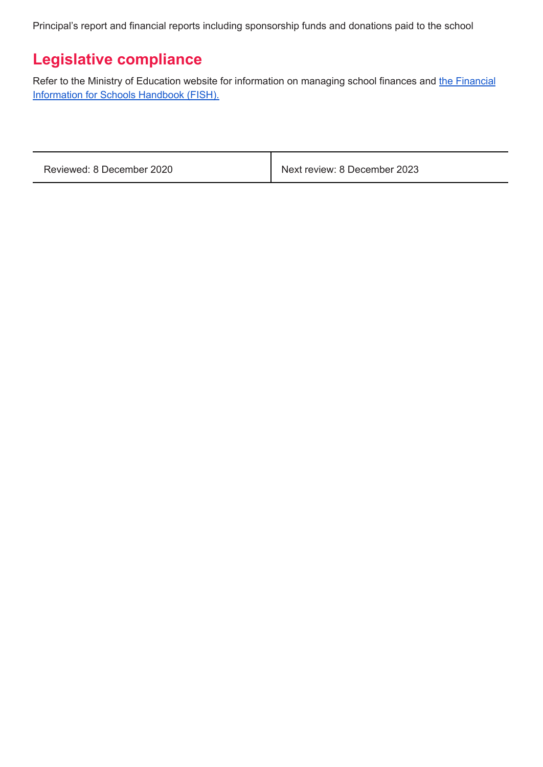Principal's report and financial reports including sponsorship funds and donations paid to the school

## Legislative compliance

Refer to the Ministry of Education website for information on managing school finances and the Financial Information for Schools Handbook (FISH).

| | |
|---|---|
| Reviewed: 8 December 2020 | Next review: 8 December 2023 |